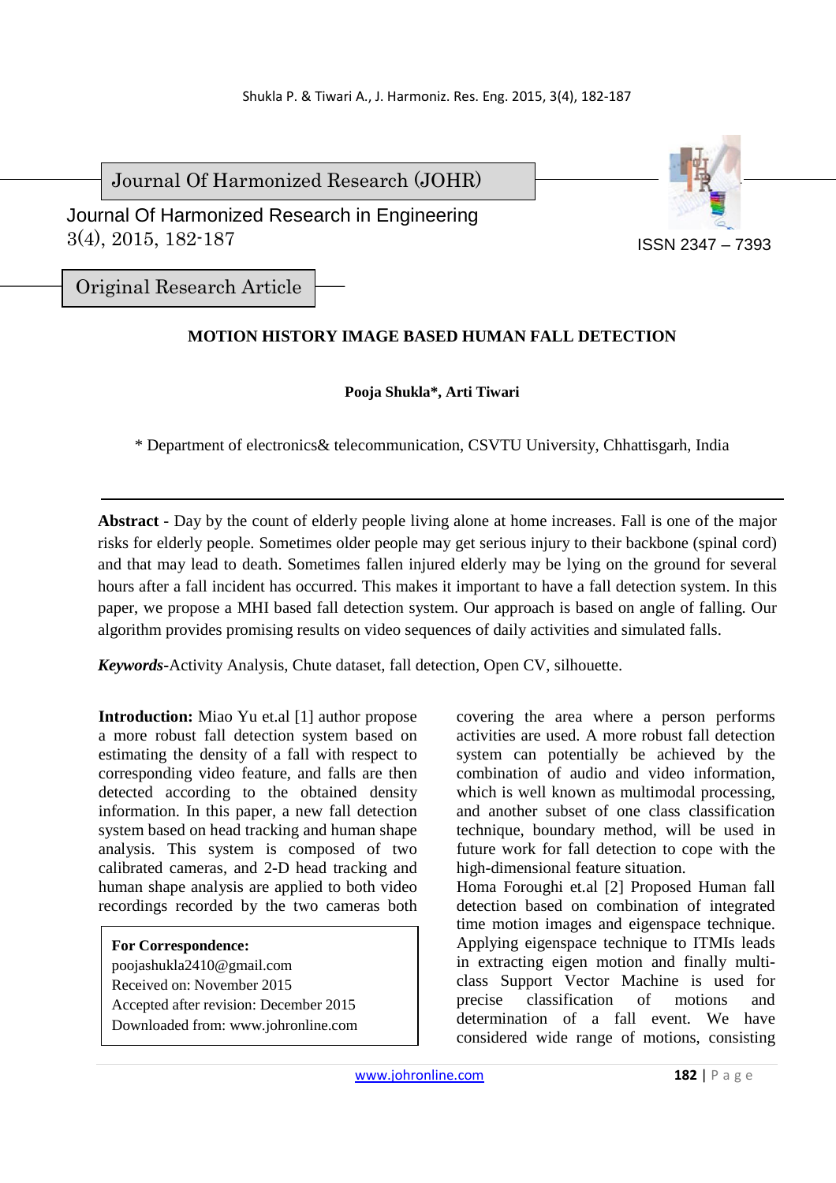Journal Of Harmonized Research (JOHR)

Journal Of Harmonized Research in Engineering
3(4), 2015, 182-187

ISSN 2347 – 7393

Original Research Article

# MOTION HISTORY IMAGE BASED HUMAN FALL DETECTION

**Pooja Shukla*, Arti Tiwari**

* Department of electronics& telecommunication, CSVTU University, Chhattisgarh, India

---

**Abstract** - Day by the count of elderly people living alone at home increases. Fall is one of the major risks for elderly people. Sometimes older people may get serious injury to their backbone (spinal cord) and that may lead to death. Sometimes fallen injured elderly may be lying on the ground for several hours after a fall incident has occurred. This makes it important to have a fall detection system. In this paper, we propose a MHI based fall detection system. Our approach is based on angle of falling. Our algorithm provides promising results on video sequences of daily activities and simulated falls.

***Keywords***-Activity Analysis, Chute dataset, fall detection, Open CV, silhouette.

**Introduction:** Miao Yu et.al [1] author propose a more robust fall detection system based on estimating the density of a fall with respect to corresponding video feature, and falls are then detected according to the obtained density information. In this paper, a new fall detection system based on head tracking and human shape analysis. This system is composed of two calibrated cameras, and 2-D head tracking and human shape analysis are applied to both video recordings recorded by the two cameras both covering the area where a person performs activities are used. A more robust fall detection system can potentially be achieved by the combination of audio and video information, which is well known as multimodal processing, and another subset of one class classification technique, boundary method, will be used in future work for fall detection to cope with the high-dimensional feature situation.

Homa Foroughi et.al [2] Proposed Human fall detection based on combination of integrated time motion images and eigenspace technique. Applying eigenspace technique to ITMIs leads in extracting eigen motion and finally multi-class Support Vector Machine is used for precise classification of motions and determination of a fall event. We have considered wide range of motions, consisting

> **For Correspondence:**
> poojashukla2410@gmail.com
> Received on: November 2015
> Accepted after revision: December 2015
> Downloaded from: www.johronline.com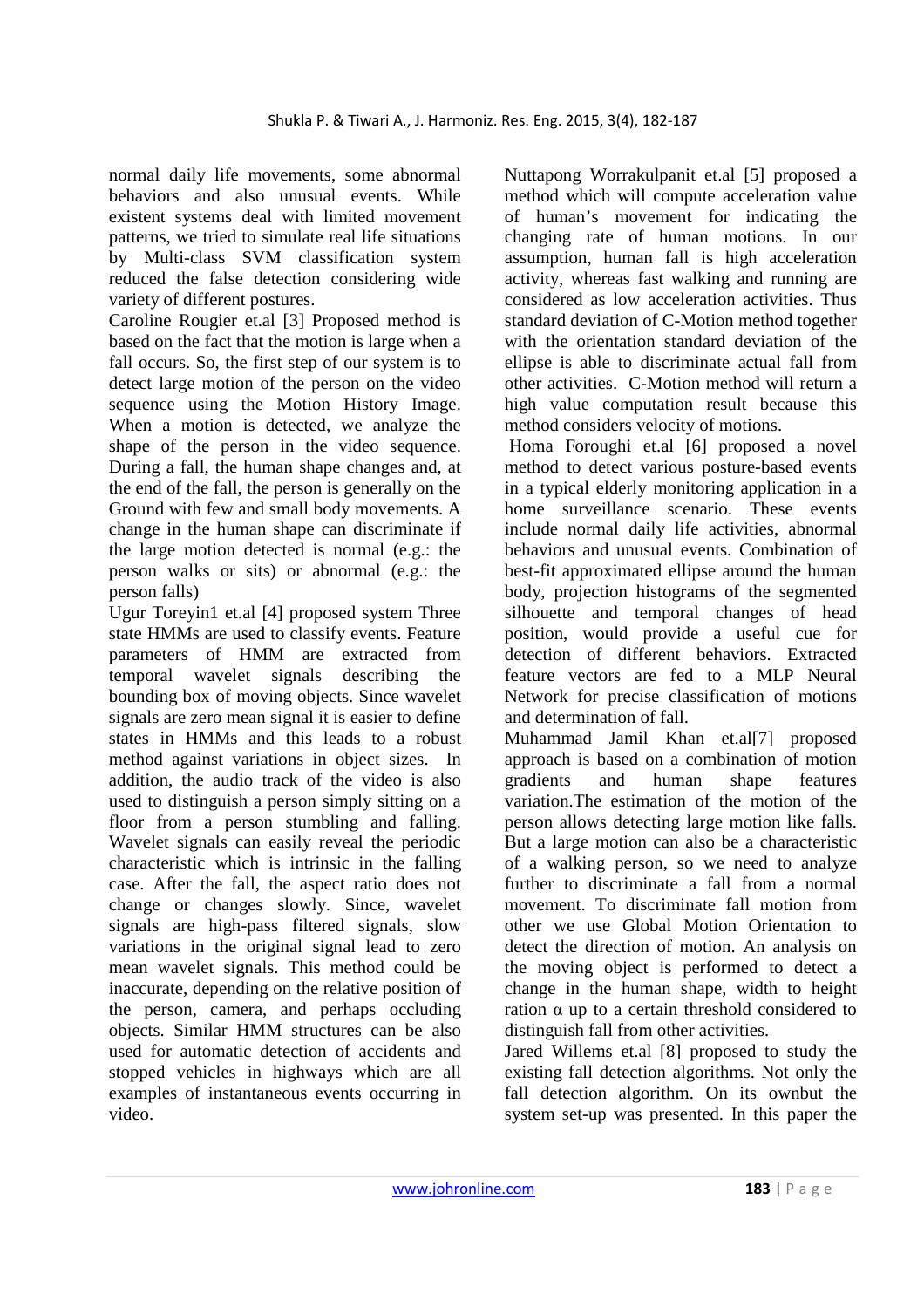normal daily life movements, some abnormal behaviors and also unusual events. While existent systems deal with limited movement patterns, we tried to simulate real life situations by Multi-class SVM classification system reduced the false detection considering wide variety of different postures.

Caroline Rougier et.al [3] Proposed method is based on the fact that the motion is large when a fall occurs. So, the first step of our system is to detect large motion of the person on the video sequence using the Motion History Image. When a motion is detected, we analyze the shape of the person in the video sequence. During a fall, the human shape changes and, at the end of the fall, the person is generally on the Ground with few and small body movements. A change in the human shape can discriminate if the large motion detected is normal (e.g.: the person walks or sits) or abnormal (e.g.: the person falls)

Ugur Toreyin1 et.al [4] proposed system Three state HMMs are used to classify events. Feature parameters of HMM are extracted from temporal wavelet signals describing the bounding box of moving objects. Since wavelet signals are zero mean signal it is easier to define states in HMMs and this leads to a robust method against variations in object sizes. In addition, the audio track of the video is also used to distinguish a person simply sitting on a floor from a person stumbling and falling. Wavelet signals can easily reveal the periodic characteristic which is intrinsic in the falling case. After the fall, the aspect ratio does not change or changes slowly. Since, wavelet signals are high-pass filtered signals, slow variations in the original signal lead to zero mean wavelet signals. This method could be inaccurate, depending on the relative position of the person, camera, and perhaps occluding objects. Similar HMM structures can be also used for automatic detection of accidents and stopped vehicles in highways which are all examples of instantaneous events occurring in video.

Nuttapong Worrakulpanit et.al [5] proposed a method which will compute acceleration value of human's movement for indicating the changing rate of human motions. In our assumption, human fall is high acceleration activity, whereas fast walking and running are considered as low acceleration activities. Thus standard deviation of C-Motion method together with the orientation standard deviation of the ellipse is able to discriminate actual fall from other activities. C-Motion method will return a high value computation result because this method considers velocity of motions.

Homa Foroughi et.al [6] proposed a novel method to detect various posture-based events in a typical elderly monitoring application in a home surveillance scenario. These events include normal daily life activities, abnormal behaviors and unusual events. Combination of best-fit approximated ellipse around the human body, projection histograms of the segmented silhouette and temporal changes of head position, would provide a useful cue for detection of different behaviors. Extracted feature vectors are fed to a MLP Neural Network for precise classification of motions and determination of fall.

Muhammad Jamil Khan et.al[7] proposed approach is based on a combination of motion gradients and human shape features variation.The estimation of the motion of the person allows detecting large motion like falls. But a large motion can also be a characteristic of a walking person, so we need to analyze further to discriminate a fall from a normal movement. To discriminate fall motion from other we use Global Motion Orientation to detect the direction of motion. An analysis on the moving object is performed to detect a change in the human shape, width to height ration $\alpha$ up to a certain threshold considered to distinguish fall from other activities.

Jared Willems et.al [8] proposed to study the existing fall detection algorithms. Not only the fall detection algorithm. On its ownbut the system set-up was presented. In this paper the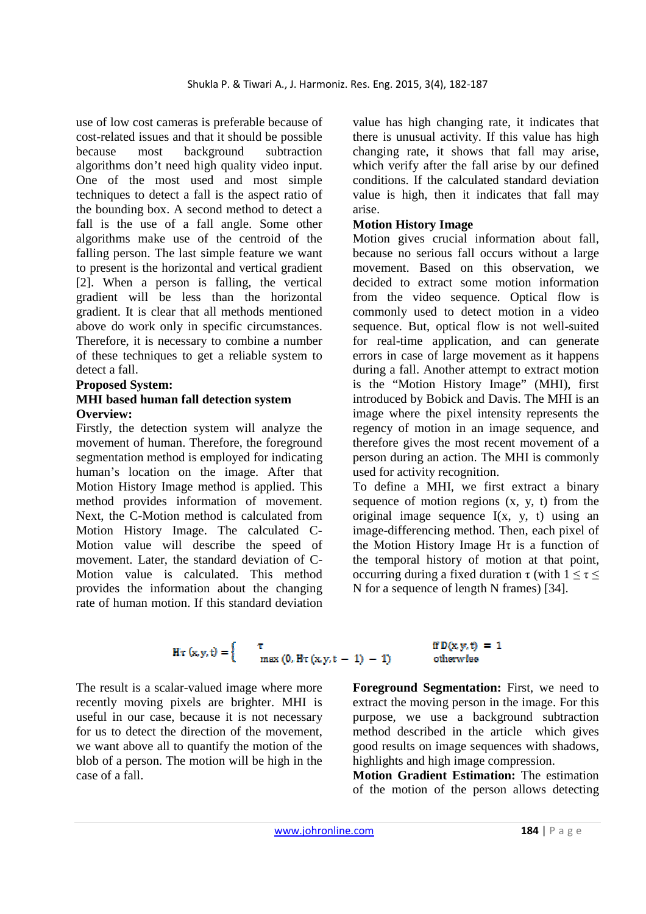use of low cost cameras is preferable because of cost-related issues and that it should be possible because most background subtraction algorithms don't need high quality video input. One of the most used and most simple techniques to detect a fall is the aspect ratio of the bounding box. A second method to detect a fall is the use of a fall angle. Some other algorithms make use of the centroid of the falling person. The last simple feature we want to present is the horizontal and vertical gradient [2]. When a person is falling, the vertical gradient will be less than the horizontal gradient. It is clear that all methods mentioned above do work only in specific circumstances. Therefore, it is necessary to combine a number of these techniques to get a reliable system to detect a fall.

**Proposed System:**

**MHI based human fall detection system**

**Overview:**

Firstly, the detection system will analyze the movement of human. Therefore, the foreground segmentation method is employed for indicating human's location on the image. After that Motion History Image method is applied. This method provides information of movement. Next, the C-Motion method is calculated from Motion History Image. The calculated C-Motion value will describe the speed of movement. Later, the standard deviation of C-Motion value is calculated. This method provides the information about the changing rate of human motion. If this standard deviation value has high changing rate, it indicates that there is unusual activity. If this value has high changing rate, it shows that fall may arise, which verify after the fall arise by our defined conditions. If the calculated standard deviation value is high, then it indicates that fall may arise.

**Motion History Image**

Motion gives crucial information about fall, because no serious fall occurs without a large movement. Based on this observation, we decided to extract some motion information from the video sequence. Optical flow is commonly used to detect motion in a video sequence. But, optical flow is not well-suited for real-time application, and can generate errors in case of large movement as it happens during a fall. Another attempt to extract motion is the "Motion History Image" (MHI), first introduced by Bobick and Davis. The MHI is an image where the pixel intensity represents the regency of motion in an image sequence, and therefore gives the most recent movement of a person during an action. The MHI is commonly used for activity recognition.

To define a MHI, we first extract a binary sequence of motion regions (x, y, t) from the original image sequence I(x, y, t) using an image-differencing method. Then, each pixel of the Motion History Image $H_\tau$ is a function of the temporal history of motion at that point, occurring during a fixed duration $\tau$ (with $1 \leq \tau \leq N$ for a sequence of length N frames) [34].

$$H_\tau(x, y, t) = \begin{cases} \tau & \text{if } D(x, y, t) = 1 \\ \max(0, H_\tau(x, y, t-1) - 1) & \text{otherwise} \end{cases}$$

The result is a scalar-valued image where more recently moving pixels are brighter. MHI is useful in our case, because it is not necessary for us to detect the direction of the movement, we want above all to quantify the motion of the blob of a person. The motion will be high in the case of a fall.

**Foreground Segmentation:** First, we need to extract the moving person in the image. For this purpose, we use a background subtraction method described in the article which gives good results on image sequences with shadows, highlights and high image compression.

**Motion Gradient Estimation:** The estimation of the motion of the person allows detecting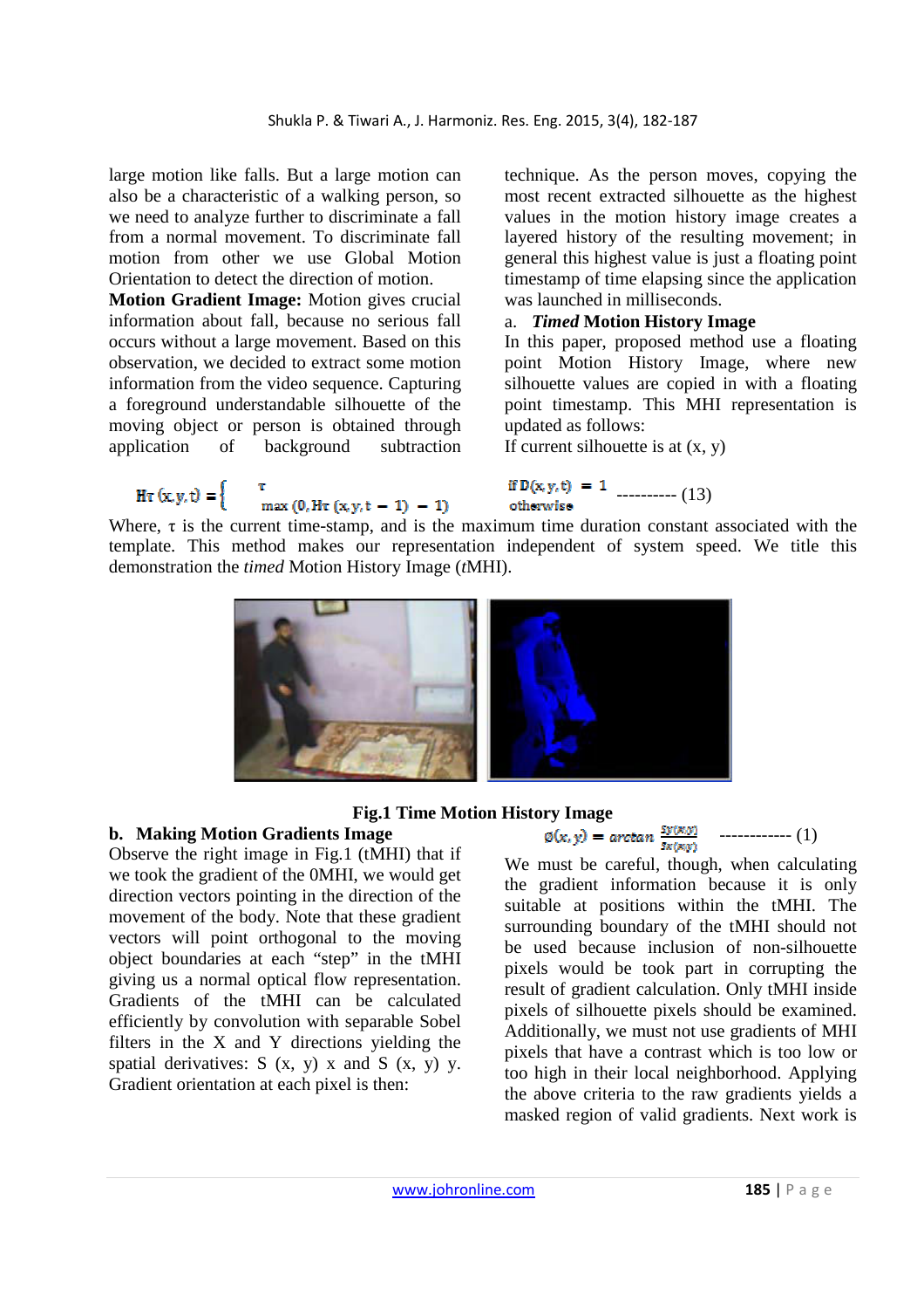large motion like falls. But a large motion can also be a characteristic of a walking person, so we need to analyze further to discriminate a fall from a normal movement. To discriminate fall motion from other we use Global Motion Orientation to detect the direction of motion.

**Motion Gradient Image:** Motion gives crucial information about fall, because no serious fall occurs without a large movement. Based on this observation, we decided to extract some motion information from the video sequence. Capturing a foreground understandable silhouette of the moving object or person is obtained through application of background subtraction technique. As the person moves, copying the most recent extracted silhouette as the highest values in the motion history image creates a layered history of the resulting movement; in general this highest value is just a floating point timestamp of time elapsing since the application was launched in milliseconds.

### a. *Timed* Motion History Image

In this paper, proposed method use a floating point Motion History Image, where new silhouette values are copied in with a floating point timestamp. This MHI representation is updated as follows:

If current silhouette is at (x, y)

$$H_\tau(x,y,t) = \begin{cases} \tau & \text{if } D(x,y,t) = 1 \\ \max(0, H_\tau(x,y,t-1) - 1) & \text{otherwise} \end{cases} \quad \text{---------- (13)}$$

Where, τ is the current time-stamp, and is the maximum time duration constant associated with the template. This method makes our representation independent of system speed. We title this demonstration the *timed* Motion History Image (*t*MHI).

**Fig.1 Time Motion History Image**

### b. Making Motion Gradients Image

Observe the right image in Fig.1 (tMHI) that if we took the gradient of the 0MHI, we would get direction vectors pointing in the direction of the movement of the body. Note that these gradient vectors will point orthogonal to the moving object boundaries at each "step" in the tMHI giving us a normal optical flow representation. Gradients of the tMHI can be calculated efficiently by convolution with separable Sobel filters in the X and Y directions yielding the spatial derivatives: S (x, y) x and S (x, y) y. Gradient orientation at each pixel is then:

$$\phi(x,y) = \arctan \frac{S_Y(x,y)}{S_X(x,y)} \quad \text{------------ (1)}$$

We must be careful, though, when calculating the gradient information because it is only suitable at positions within the tMHI. The surrounding boundary of the tMHI should not be used because inclusion of non-silhouette pixels would be took part in corrupting the result of gradient calculation. Only tMHI inside pixels of silhouette pixels should be examined. Additionally, we must not use gradients of MHI pixels that have a contrast which is too low or too high in their local neighborhood. Applying the above criteria to the raw gradients yields a masked region of valid gradients. Next work is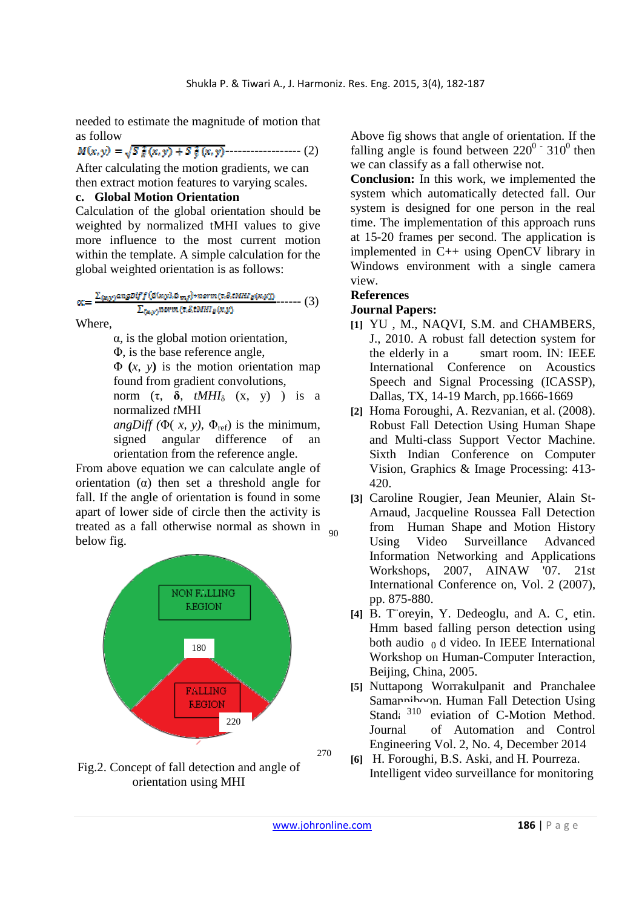needed to estimate the magnitude of motion that as follow

$$M(x,y) = \sqrt{S\frac{\delta}{\delta}(x,y) + S\frac{\delta}{\delta}(x,y)} \text{------------------ (2)}$$

After calculating the motion gradients, we can then extract motion features to varying scales.

### c. Global Motion Orientation

Calculation of the global orientation should be weighted by normalized tMHI values to give more influence to the most current motion within the template. A simple calculation for the global weighted orientation is as follows:

$$\alpha = \frac{\sum_{(x,y)} angDiff(\Phi(x,y), \Phi_{ref}) * norm(\tau, \delta, tMHI_{\delta}(x,y))}{\sum_{(x,y)} norm(\tau, \delta, tMHI_{\delta}(x,y))} \text{------ (3)}$$

Where,

- $\alpha$, is the global motion orientation,
- $\Phi$, is the base reference angle,
- $\Phi$ **(**$x$, $y$**)** is the motion orientation map found from gradient convolutions,
- norm ($\tau$, **$\delta$**, $tMHI_{\delta}$ (x, y) ) is a normalized $t$MHI
- *angDiff* ($\Phi$( $x$, $y$), $\Phi_{ref}$) is the minimum, signed angular difference of an orientation from the reference angle.

From above equation we can calculate angle of orientation ($\alpha$) then set a threshold angle for fall. If the angle of orientation is found in some apart of lower side of circle then the activity is treated as a fall otherwise normal as shown in below fig.

NON FALLING REGION

180

FALLING REGION

220

310

90

270

Fig.2. Concept of fall detection and angle of orientation using MHI

Above fig shows that angle of orientation. If the falling angle is found between $220^0$ - $310^0$ then we can classify as a fall otherwise not.

**Conclusion:** In this work, we implemented the system which automatically detected fall. Our system is designed for one person in the real time. The implementation of this approach runs at 15-20 frames per second. The application is implemented in C++ using OpenCV library in Windows environment with a single camera view.

## References

### Journal Papers:

**[1]** YU , M., NAQVI, S.M. and CHAMBERS, J., 2010. A robust fall detection system for the elderly in a smart room. IN: IEEE International Conference on Acoustics Speech and Signal Processing (ICASSP), Dallas, TX, 14-19 March, pp.1666-1669

**[2]** Homa Foroughi, A. Rezvanian, et al. (2008). Robust Fall Detection Using Human Shape and Multi-class Support Vector Machine. Sixth Indian Conference on Computer Vision, Graphics & Image Processing: 413-420.

**[3]** Caroline Rougier, Jean Meunier, Alain St-Arnaud, Jacqueline Roussea Fall Detection from Human Shape and Motion History Using Video Surveillance Advanced Information Networking and Applications Workshops, 2007, AINAW '07. 21st International Conference on, Vol. 2 (2007), pp. 875-880.

**[4]** B. T¨oreyin, Y. Dedeoglu, and A. C¸ etin. Hmm based falling person detection using both audio $_0$ d video. In IEEE International Workshop on Human-Computer Interaction, Beijing, China, 2005.

**[5]** Nuttapong Worrakulpanit and Pranchalee Samanpiboon. Human Fall Detection Using Stand eviation of C-Motion Method. Journal of Automation and Control Engineering Vol. 2, No. 4, December 2014

**[6]** H. Foroughi, B.S. Aski, and H. Pourreza. Intelligent video surveillance for monitoring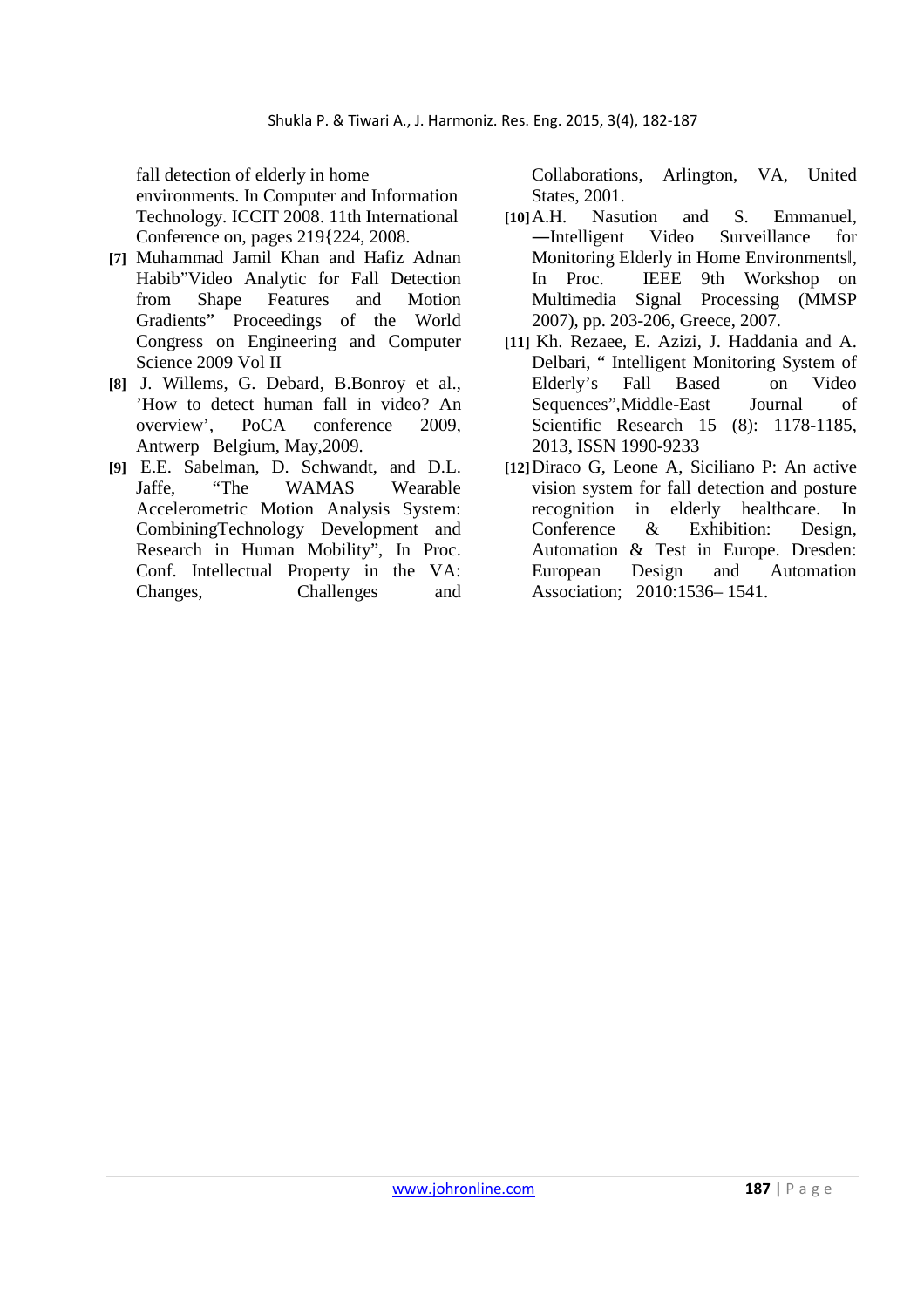fall detection of elderly in home environments. In Computer and Information Technology. ICCIT 2008. 11th International Conference on, pages 219{224, 2008.

**[7]** Muhammad Jamil Khan and Hafiz Adnan Habib"Video Analytic for Fall Detection from Shape Features and Motion Gradients" Proceedings of the World Congress on Engineering and Computer Science 2009 Vol II

**[8]** J. Willems, G. Debard, B.Bonroy et al., 'How to detect human fall in video? An overview', PoCA conference 2009, Antwerp Belgium, May,2009.

**[9]** E.E. Sabelman, D. Schwandt, and D.L. Jaffe, "The WAMAS Wearable Accelerometric Motion Analysis System: CombiningTechnology Development and Research in Human Mobility", In Proc. Conf. Intellectual Property in the VA: Changes, Challenges and Collaborations, Arlington, VA, United States, 2001.

**[10]** A.H. Nasution and S. Emmanuel, ―Intelligent Video Surveillance for Monitoring Elderly in Home Environments‖, In Proc. IEEE 9th Workshop on Multimedia Signal Processing (MMSP 2007), pp. 203-206, Greece, 2007.

**[11]** Kh. Rezaee, E. Azizi, J. Haddania and A. Delbari, " Intelligent Monitoring System of Elderly's Fall Based on Video Sequences",Middle-East Journal of Scientific Research 15 (8): 1178-1185, 2013, ISSN 1990-9233

**[12]** Diraco G, Leone A, Siciliano P: An active vision system for fall detection and posture recognition in elderly healthcare. In Conference & Exhibition: Design, Automation & Test in Europe. Dresden: European Design and Automation Association; 2010:1536– 1541.